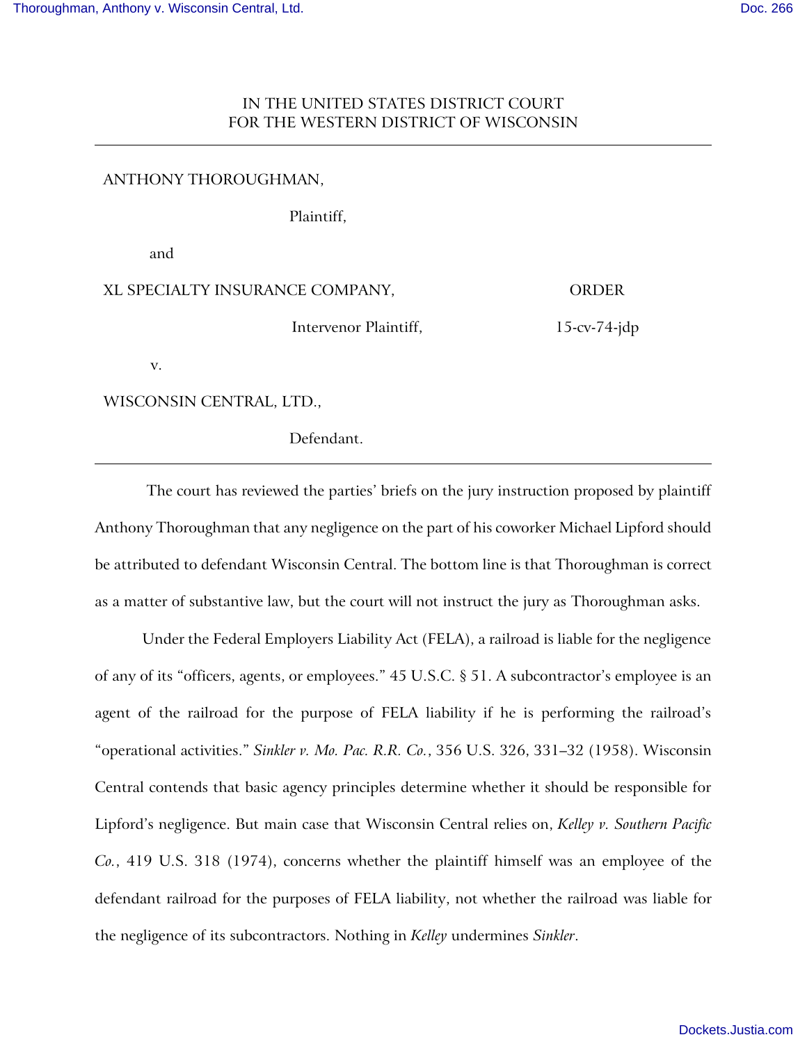IN THE UNITED STATES DISTRICT COURT
FOR THE WESTERN DISTRICT OF WISCONSIN

---

ANTHONY THOROUGHMAN,

Plaintiff,

and

XL SPECIALTY INSURANCE COMPANY,

Intervenor Plaintiff,

v.

WISCONSIN CENTRAL, LTD.,

Defendant.

ORDER

15-cv-74-jdp

---

The court has reviewed the parties' briefs on the jury instruction proposed by plaintiff Anthony Thoroughman that any negligence on the part of his coworker Michael Lipford should be attributed to defendant Wisconsin Central. The bottom line is that Thoroughman is correct as a matter of substantive law, but the court will not instruct the jury as Thoroughman asks.

Under the Federal Employers Liability Act (FELA), a railroad is liable for the negligence of any of its "officers, agents, or employees." 45 U.S.C. § 51. A subcontractor's employee is an agent of the railroad for the purpose of FELA liability if he is performing the railroad's "operational activities." *Sinkler v. Mo. Pac. R.R. Co.*, 356 U.S. 326, 331–32 (1958). Wisconsin Central contends that basic agency principles determine whether it should be responsible for Lipford's negligence. But main case that Wisconsin Central relies on, *Kelley v. Southern Pacific Co.*, 419 U.S. 318 (1974), concerns whether the plaintiff himself was an employee of the defendant railroad for the purposes of FELA liability, not whether the railroad was liable for the negligence of its subcontractors. Nothing in *Kelley* undermines *Sinkler*.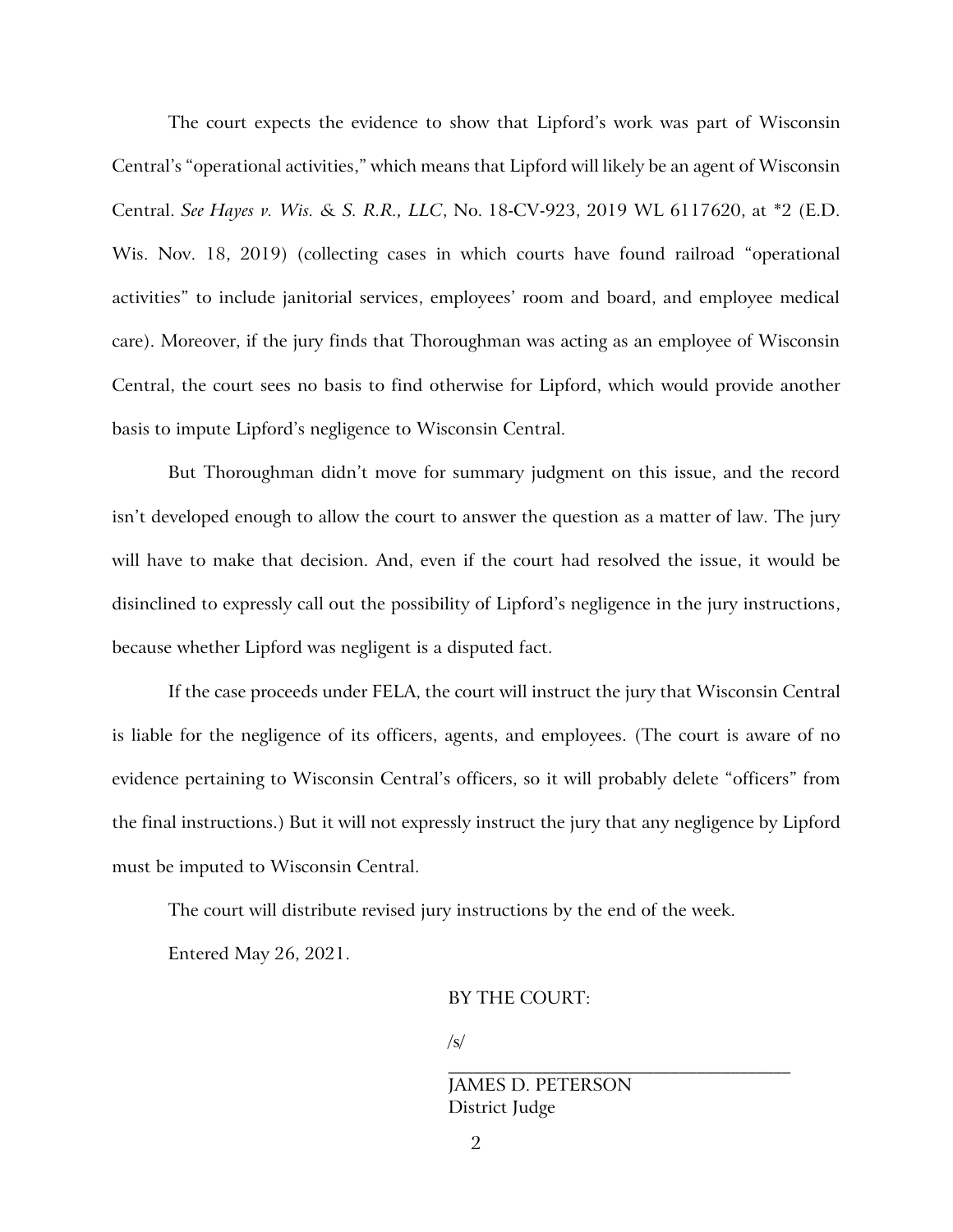The court expects the evidence to show that Lipford's work was part of Wisconsin Central's "operational activities," which means that Lipford will likely be an agent of Wisconsin Central. *See Hayes v. Wis. & S. R.R., LLC*, No. 18-CV-923, 2019 WL 6117620, at *2 (E.D. Wis. Nov. 18, 2019) (collecting cases in which courts have found railroad "operational activities" to include janitorial services, employees' room and board, and employee medical care). Moreover, if the jury finds that Thoroughman was acting as an employee of Wisconsin Central, the court sees no basis to find otherwise for Lipford, which would provide another basis to impute Lipford's negligence to Wisconsin Central.

But Thoroughman didn't move for summary judgment on this issue, and the record isn't developed enough to allow the court to answer the question as a matter of law. The jury will have to make that decision. And, even if the court had resolved the issue, it would be disinclined to expressly call out the possibility of Lipford's negligence in the jury instructions, because whether Lipford was negligent is a disputed fact.

If the case proceeds under FELA, the court will instruct the jury that Wisconsin Central is liable for the negligence of its officers, agents, and employees. (The court is aware of no evidence pertaining to Wisconsin Central's officers, so it will probably delete "officers" from the final instructions.) But it will not expressly instruct the jury that any negligence by Lipford must be imputed to Wisconsin Central.

The court will distribute revised jury instructions by the end of the week.

Entered May 26, 2021.

BY THE COURT:

/s/

________________________________________

JAMES D. PETERSON
District Judge